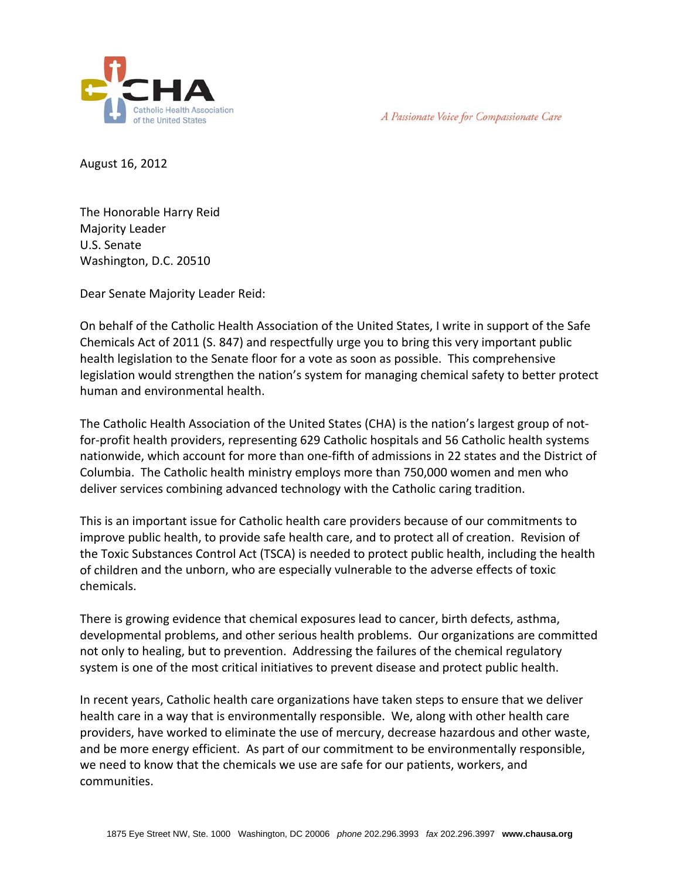Catholic Health Association of the United States

*A Passionate Voice for Compassionate Care*

August 16, 2012

The Honorable Harry Reid
Majority Leader
U.S. Senate
Washington, D.C. 20510

Dear Senate Majority Leader Reid:

On behalf of the Catholic Health Association of the United States, I write in support of the Safe Chemicals Act of 2011 (S. 847) and respectfully urge you to bring this very important public health legislation to the Senate floor for a vote as soon as possible. This comprehensive legislation would strengthen the nation's system for managing chemical safety to better protect human and environmental health.

The Catholic Health Association of the United States (CHA) is the nation's largest group of not-for-profit health providers, representing 629 Catholic hospitals and 56 Catholic health systems nationwide, which account for more than one-fifth of admissions in 22 states and the District of Columbia. The Catholic health ministry employs more than 750,000 women and men who deliver services combining advanced technology with the Catholic caring tradition.

This is an important issue for Catholic health care providers because of our commitments to improve public health, to provide safe health care, and to protect all of creation. Revision of the Toxic Substances Control Act (TSCA) is needed to protect public health, including the health of children and the unborn, who are especially vulnerable to the adverse effects of toxic chemicals.

There is growing evidence that chemical exposures lead to cancer, birth defects, asthma, developmental problems, and other serious health problems. Our organizations are committed not only to healing, but to prevention. Addressing the failures of the chemical regulatory system is one of the most critical initiatives to prevent disease and protect public health.

In recent years, Catholic health care organizations have taken steps to ensure that we deliver health care in a way that is environmentally responsible. We, along with other health care providers, have worked to eliminate the use of mercury, decrease hazardous and other waste, and be more energy efficient. As part of our commitment to be environmentally responsible, we need to know that the chemicals we use are safe for our patients, workers, and communities.

1875 Eye Street NW, Ste. 1000 Washington, DC 20006 *phone* 202.296.3993 *fax* 202.296.3997 **www.chausa.org**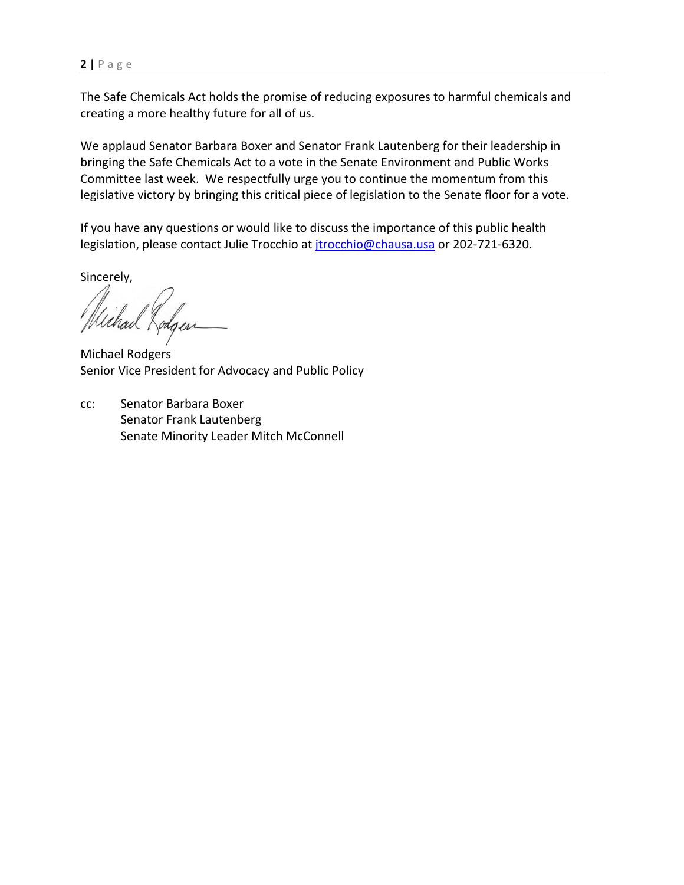The Safe Chemicals Act holds the promise of reducing exposures to harmful chemicals and creating a more healthy future for all of us.

We applaud Senator Barbara Boxer and Senator Frank Lautenberg for their leadership in bringing the Safe Chemicals Act to a vote in the Senate Environment and Public Works Committee last week. We respectfully urge you to continue the momentum from this legislative victory by bringing this critical piece of legislation to the Senate floor for a vote.

If you have any questions or would like to discuss the importance of this public health legislation, please contact Julie Trocchio at jtrocchio@chausa.usa or 202-721-6320.

Sincerely,

Michael Rodgers
Senior Vice President for Advocacy and Public Policy

cc: Senator Barbara Boxer
Senator Frank Lautenberg
Senate Minority Leader Mitch McConnell